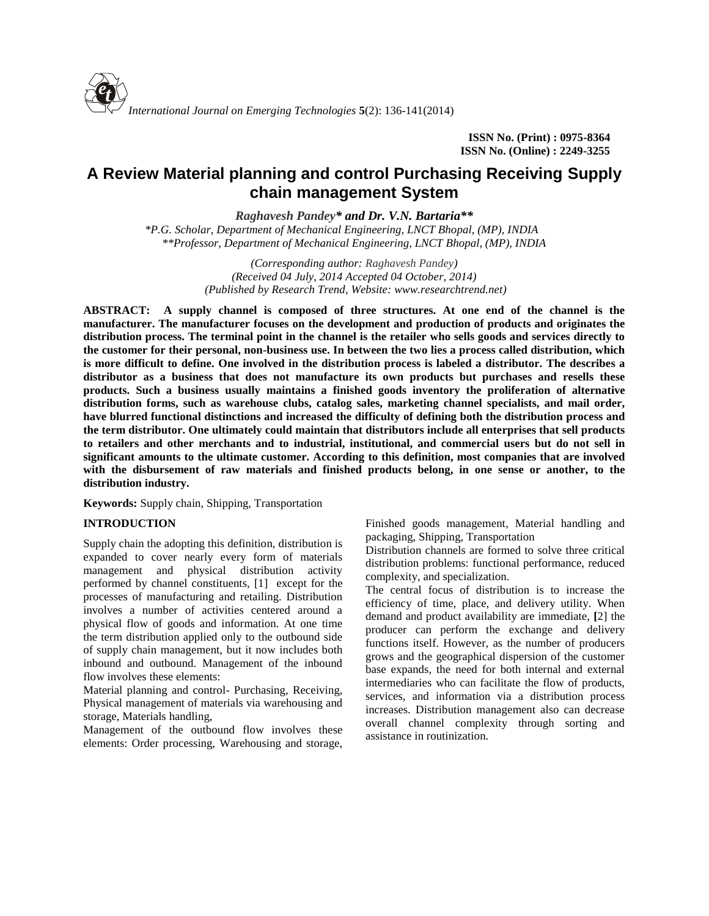ISSN No. (Print) : 0975-8364
ISSN No. (Online) : 2249-3255

# A Review Material planning and control Purchasing Receiving Supply chain management System

***Raghavesh Pandey\* and Dr. V.N. Bartaria\*\****

*\*P.G. Scholar, Department of Mechanical Engineering, LNCT Bhopal, (MP), INDIA*
*\*\*Professor, Department of Mechanical Engineering, LNCT Bhopal, (MP), INDIA*

*(Corresponding author: Raghavesh Pandey)*
*(Received 04 July, 2014 Accepted 04 October, 2014)*
*(Published by Research Trend, Website: www.researchtrend.net)*

**ABSTRACT: A supply channel is composed of three structures. At one end of the channel is the manufacturer. The manufacturer focuses on the development and production of products and originates the distribution process. The terminal point in the channel is the retailer who sells goods and services directly to the customer for their personal, non-business use. In between the two lies a process called distribution, which is more difficult to define. One involved in the distribution process is labeled a distributor. The describes a distributor as a business that does not manufacture its own products but purchases and resells these products. Such a business usually maintains a finished goods inventory the proliferation of alternative distribution forms, such as warehouse clubs, catalog sales, marketing channel specialists, and mail order, have blurred functional distinctions and increased the difficulty of defining both the distribution process and the term distributor. One ultimately could maintain that distributors include all enterprises that sell products to retailers and other merchants and to industrial, institutional, and commercial users but do not sell in significant amounts to the ultimate customer. According to this definition, most companies that are involved with the disbursement of raw materials and finished products belong, in one sense or another, to the distribution industry.**

**Keywords:** Supply chain, Shipping, Transportation

## INTRODUCTION

Supply chain the adopting this definition, distribution is expanded to cover nearly every form of materials management and physical distribution activity performed by channel constituents, [1] except for the processes of manufacturing and retailing. Distribution involves a number of activities centered around a physical flow of goods and information. At one time the term distribution applied only to the outbound side of supply chain management, but it now includes both inbound and outbound. Management of the inbound flow involves these elements:

Material planning and control- Purchasing, Receiving, Physical management of materials via warehousing and storage, Materials handling,

Management of the outbound flow involves these elements: Order processing, Warehousing and storage, Finished goods management, Material handling and packaging, Shipping, Transportation

Distribution channels are formed to solve three critical distribution problems: functional performance, reduced complexity, and specialization.

The central focus of distribution is to increase the efficiency of time, place, and delivery utility. When demand and product availability are immediate, [2] the producer can perform the exchange and delivery functions itself. However, as the number of producers grows and the geographical dispersion of the customer base expands, the need for both internal and external intermediaries who can facilitate the flow of products, services, and information via a distribution process increases. Distribution management also can decrease overall channel complexity through sorting and assistance in routinization.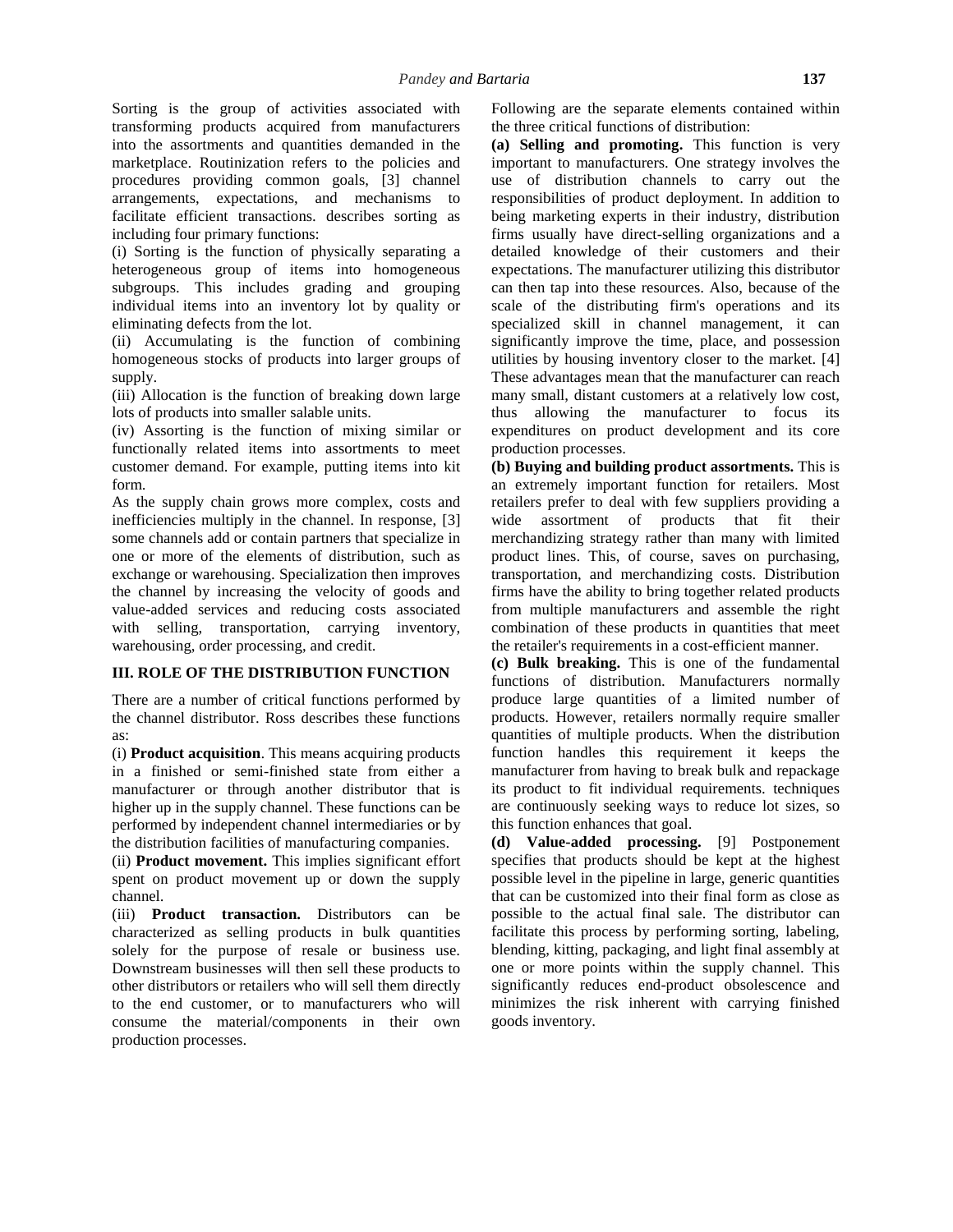Sorting is the group of activities associated with transforming products acquired from manufacturers into the assortments and quantities demanded in the marketplace. Routinization refers to the policies and procedures providing common goals, [3] channel arrangements, expectations, and mechanisms to facilitate efficient transactions. describes sorting as including four primary functions:

(i) Sorting is the function of physically separating a heterogeneous group of items into homogeneous subgroups. This includes grading and grouping individual items into an inventory lot by quality or eliminating defects from the lot.

(ii) Accumulating is the function of combining homogeneous stocks of products into larger groups of supply.

(iii) Allocation is the function of breaking down large lots of products into smaller salable units.

(iv) Assorting is the function of mixing similar or functionally related items into assortments to meet customer demand. For example, putting items into kit form.

As the supply chain grows more complex, costs and inefficiencies multiply in the channel. In response, [3] some channels add or contain partners that specialize in one or more of the elements of distribution, such as exchange or warehousing. Specialization then improves the channel by increasing the velocity of goods and value-added services and reducing costs associated with selling, transportation, carrying inventory, warehousing, order processing, and credit.

## III. ROLE OF THE DISTRIBUTION FUNCTION

There are a number of critical functions performed by the channel distributor. Ross describes these functions as:

(i) **Product acquisition**. This means acquiring products in a finished or semi-finished state from either a manufacturer or through another distributor that is higher up in the supply channel. These functions can be performed by independent channel intermediaries or by the distribution facilities of manufacturing companies.

(ii) **Product movement.** This implies significant effort spent on product movement up or down the supply channel.

(iii) **Product transaction.** Distributors can be characterized as selling products in bulk quantities solely for the purpose of resale or business use. Downstream businesses will then sell these products to other distributors or retailers who will sell them directly to the end customer, or to manufacturers who will consume the material/components in their own production processes.

Following are the separate elements contained within the three critical functions of distribution:

**(a) Selling and promoting.** This function is very important to manufacturers. One strategy involves the use of distribution channels to carry out the responsibilities of product deployment. In addition to being marketing experts in their industry, distribution firms usually have direct-selling organizations and a detailed knowledge of their customers and their expectations. The manufacturer utilizing this distributor can then tap into these resources. Also, because of the scale of the distributing firm's operations and its specialized skill in channel management, it can significantly improve the time, place, and possession utilities by housing inventory closer to the market. [4] These advantages mean that the manufacturer can reach many small, distant customers at a relatively low cost, thus allowing the manufacturer to focus its expenditures on product development and its core production processes.

**(b) Buying and building product assortments.** This is an extremely important function for retailers. Most retailers prefer to deal with few suppliers providing a wide assortment of products that fit their merchandizing strategy rather than many with limited product lines. This, of course, saves on purchasing, transportation, and merchandizing costs. Distribution firms have the ability to bring together related products from multiple manufacturers and assemble the right combination of these products in quantities that meet the retailer's requirements in a cost-efficient manner.

**(c) Bulk breaking.** This is one of the fundamental functions of distribution. Manufacturers normally produce large quantities of a limited number of products. However, retailers normally require smaller quantities of multiple products. When the distribution function handles this requirement it keeps the manufacturer from having to break bulk and repackage its product to fit individual requirements. techniques are continuously seeking ways to reduce lot sizes, so this function enhances that goal.

**(d) Value-added processing.** [9] Postponement specifies that products should be kept at the highest possible level in the pipeline in large, generic quantities that can be customized into their final form as close as possible to the actual final sale. The distributor can facilitate this process by performing sorting, labeling, blending, kitting, packaging, and light final assembly at one or more points within the supply channel. This significantly reduces end-product obsolescence and minimizes the risk inherent with carrying finished goods inventory.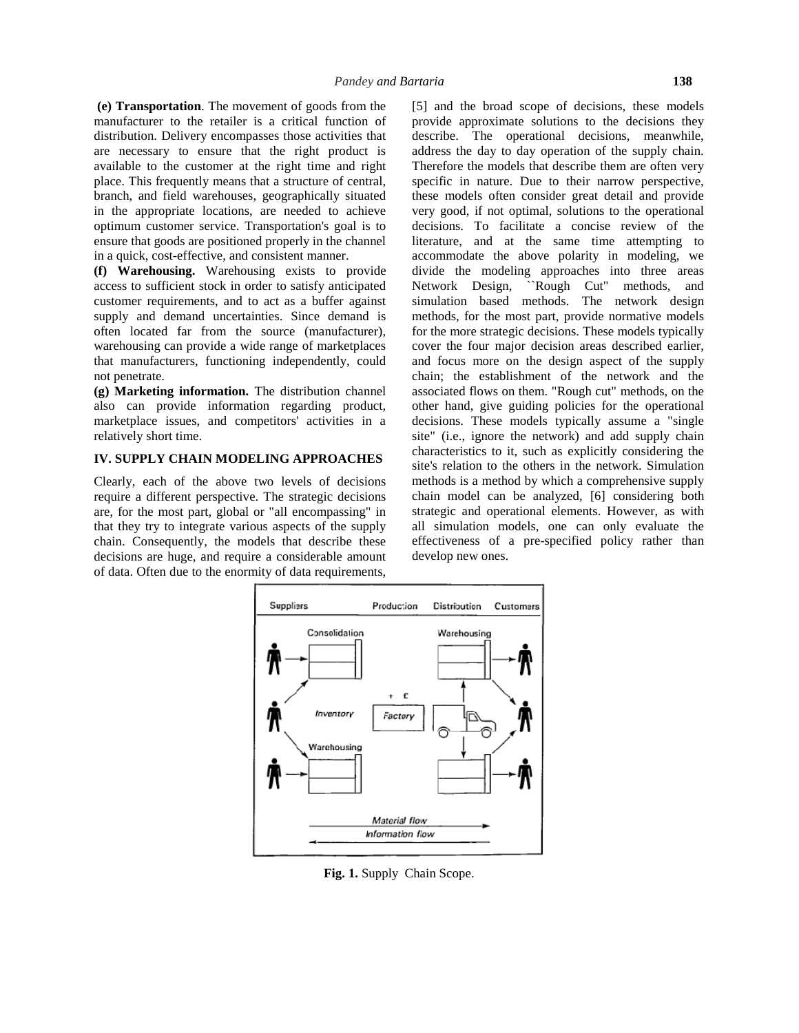**(e) Transportation**. The movement of goods from the manufacturer to the retailer is a critical function of distribution. Delivery encompasses those activities that are necessary to ensure that the right product is available to the customer at the right time and right place. This frequently means that a structure of central, branch, and field warehouses, geographically situated in the appropriate locations, are needed to achieve optimum customer service. Transportation's goal is to ensure that goods are positioned properly in the channel in a quick, cost-effective, and consistent manner.

**(f) Warehousing.** Warehousing exists to provide access to sufficient stock in order to satisfy anticipated customer requirements, and to act as a buffer against supply and demand uncertainties. Since demand is often located far from the source (manufacturer), warehousing can provide a wide range of marketplaces that manufacturers, functioning independently, could not penetrate.

**(g) Marketing information.** The distribution channel also can provide information regarding product, marketplace issues, and competitors' activities in a relatively short time.

## IV. SUPPLY CHAIN MODELING APPROACHES

Clearly, each of the above two levels of decisions require a different perspective. The strategic decisions are, for the most part, global or "all encompassing" in that they try to integrate various aspects of the supply chain. Consequently, the models that describe these decisions are huge, and require a considerable amount of data. Often due to the enormity of data requirements, [5] and the broad scope of decisions, these models provide approximate solutions to the decisions they describe. The operational decisions, meanwhile, address the day to day operation of the supply chain. Therefore the models that describe them are often very specific in nature. Due to their narrow perspective, these models often consider great detail and provide very good, if not optimal, solutions to the operational decisions. To facilitate a concise review of the literature, and at the same time attempting to accommodate the above polarity in modeling, we divide the modeling approaches into three areas Network Design, ``Rough Cut" methods, and simulation based methods. The network design methods, for the most part, provide normative models for the more strategic decisions. These models typically cover the four major decision areas described earlier, and focus more on the design aspect of the supply chain; the establishment of the network and the associated flows on them. "Rough cut" methods, on the other hand, give guiding policies for the operational decisions. These models typically assume a "single site" (i.e., ignore the network) and add supply chain characteristics to it, such as explicitly considering the site's relation to the others in the network. Simulation methods is a method by which a comprehensive supply chain model can be analyzed, [6] considering both strategic and operational elements. However, as with all simulation models, one can only evaluate the effectiveness of a pre-specified policy rather than develop new ones.

**Fig. 1.** Supply Chain Scope.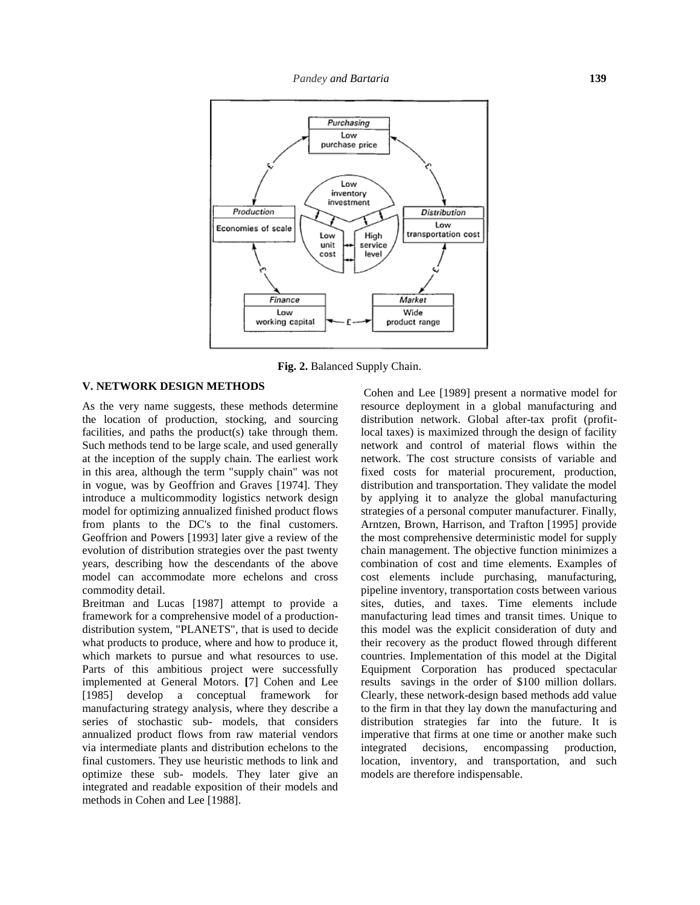**Fig. 2.** Balanced Supply Chain.

## V. NETWORK DESIGN METHODS

As the very name suggests, these methods determine the location of production, stocking, and sourcing facilities, and paths the product(s) take through them. Such methods tend to be large scale, and used generally at the inception of the supply chain. The earliest work in this area, although the term "supply chain" was not in vogue, was by Geoffrion and Graves [1974]. They introduce a multicommodity logistics network design model for optimizing annualized finished product flows from plants to the DC's to the final customers. Geoffrion and Powers [1993] later give a review of the evolution of distribution strategies over the past twenty years, describing how the descendants of the above model can accommodate more echelons and cross commodity detail.

Breitman and Lucas [1987] attempt to provide a framework for a comprehensive model of a production-distribution system, "PLANETS", that is used to decide what products to produce, where and how to produce it, which markets to pursue and what resources to use. Parts of this ambitious project were successfully implemented at General Motors. [7] Cohen and Lee [1985] develop a conceptual framework for manufacturing strategy analysis, where they describe a series of stochastic sub- models, that considers annualized product flows from raw material vendors via intermediate plants and distribution echelons to the final customers. They use heuristic methods to link and optimize these sub- models. They later give an integrated and readable exposition of their models and methods in Cohen and Lee [1988].

Cohen and Lee [1989] present a normative model for resource deployment in a global manufacturing and distribution network. Global after-tax profit (profit-local taxes) is maximized through the design of facility network and control of material flows within the network. The cost structure consists of variable and fixed costs for material procurement, production, distribution and transportation. They validate the model by applying it to analyze the global manufacturing strategies of a personal computer manufacturer. Finally, Arntzen, Brown, Harrison, and Trafton [1995] provide the most comprehensive deterministic model for supply chain management. The objective function minimizes a combination of cost and time elements. Examples of cost elements include purchasing, manufacturing, pipeline inventory, transportation costs between various sites, duties, and taxes. Time elements include manufacturing lead times and transit times. Unique to this model was the explicit consideration of duty and their recovery as the product flowed through different countries. Implementation of this model at the Digital Equipment Corporation has produced spectacular results savings in the order of $100 million dollars. Clearly, these network-design based methods add value to the firm in that they lay down the manufacturing and distribution strategies far into the future. It is imperative that firms at one time or another make such integrated decisions, encompassing production, location, inventory, and transportation, and such models are therefore indispensable.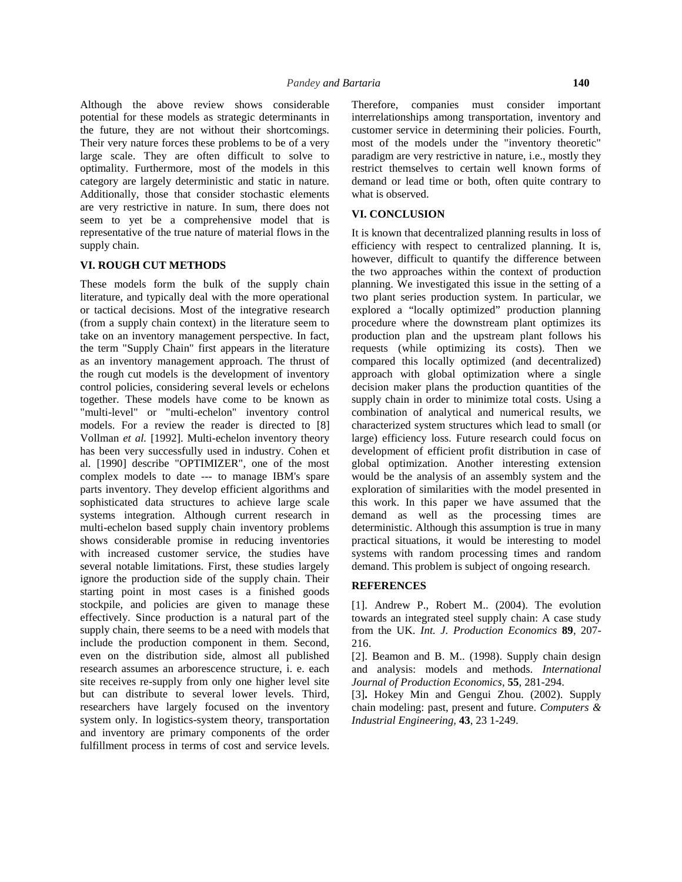Although the above review shows considerable potential for these models as strategic determinants in the future, they are not without their shortcomings. Their very nature forces these problems to be of a very large scale. They are often difficult to solve to optimality. Furthermore, most of the models in this category are largely deterministic and static in nature. Additionally, those that consider stochastic elements are very restrictive in nature. In sum, there does not seem to yet be a comprehensive model that is representative of the true nature of material flows in the supply chain.

## VI. ROUGH CUT METHODS

These models form the bulk of the supply chain literature, and typically deal with the more operational or tactical decisions. Most of the integrative research (from a supply chain context) in the literature seem to take on an inventory management perspective. In fact, the term "Supply Chain" first appears in the literature as an inventory management approach. The thrust of the rough cut models is the development of inventory control policies, considering several levels or echelons together. These models have come to be known as "multi-level" or "multi-echelon" inventory control models. For a review the reader is directed to [8] Vollman *et al.* [1992]. Multi-echelon inventory theory has been very successfully used in industry. Cohen et al. [1990] describe "OPTIMIZER", one of the most complex models to date --- to manage IBM's spare parts inventory. They develop efficient algorithms and sophisticated data structures to achieve large scale systems integration. Although current research in multi-echelon based supply chain inventory problems shows considerable promise in reducing inventories with increased customer service, the studies have several notable limitations. First, these studies largely ignore the production side of the supply chain. Their starting point in most cases is a finished goods stockpile, and policies are given to manage these effectively. Since production is a natural part of the supply chain, there seems to be a need with models that include the production component in them. Second, even on the distribution side, almost all published research assumes an arborescence structure, i. e. each site receives re-supply from only one higher level site but can distribute to several lower levels. Third, researchers have largely focused on the inventory system only. In logistics-system theory, transportation and inventory are primary components of the order fulfillment process in terms of cost and service levels. Therefore, companies must consider important interrelationships among transportation, inventory and customer service in determining their policies. Fourth, most of the models under the "inventory theoretic" paradigm are very restrictive in nature, i.e., mostly they restrict themselves to certain well known forms of demand or lead time or both, often quite contrary to what is observed.

## VI. CONCLUSION

It is known that decentralized planning results in loss of efficiency with respect to centralized planning. It is, however, difficult to quantify the difference between the two approaches within the context of production planning. We investigated this issue in the setting of a two plant series production system. In particular, we explored a "locally optimized" production planning procedure where the downstream plant optimizes its production plan and the upstream plant follows his requests (while optimizing its costs). Then we compared this locally optimized (and decentralized) approach with global optimization where a single decision maker plans the production quantities of the supply chain in order to minimize total costs. Using a combination of analytical and numerical results, we characterized system structures which lead to small (or large) efficiency loss. Future research could focus on development of efficient profit distribution in case of global optimization. Another interesting extension would be the analysis of an assembly system and the exploration of similarities with the model presented in this work. In this paper we have assumed that the demand as well as the processing times are deterministic. Although this assumption is true in many practical situations, it would be interesting to model systems with random processing times and random demand. This problem is subject of ongoing research.

## REFERENCES

[1]. Andrew P., Robert M.. (2004). The evolution towards an integrated steel supply chain: A case study from the UK. *Int. J. Production Economics* **89**, 207-216.

[2]. Beamon and B. M.. (1998). Supply chain design and analysis: models and methods. *International Journal of Production Economics*, **55**, 281-294.

[3]**.** Hokey Min and Gengui Zhou. (2002). Supply chain modeling: past, present and future. *Computers & Industrial Engineering*, **43**, 23 1-249.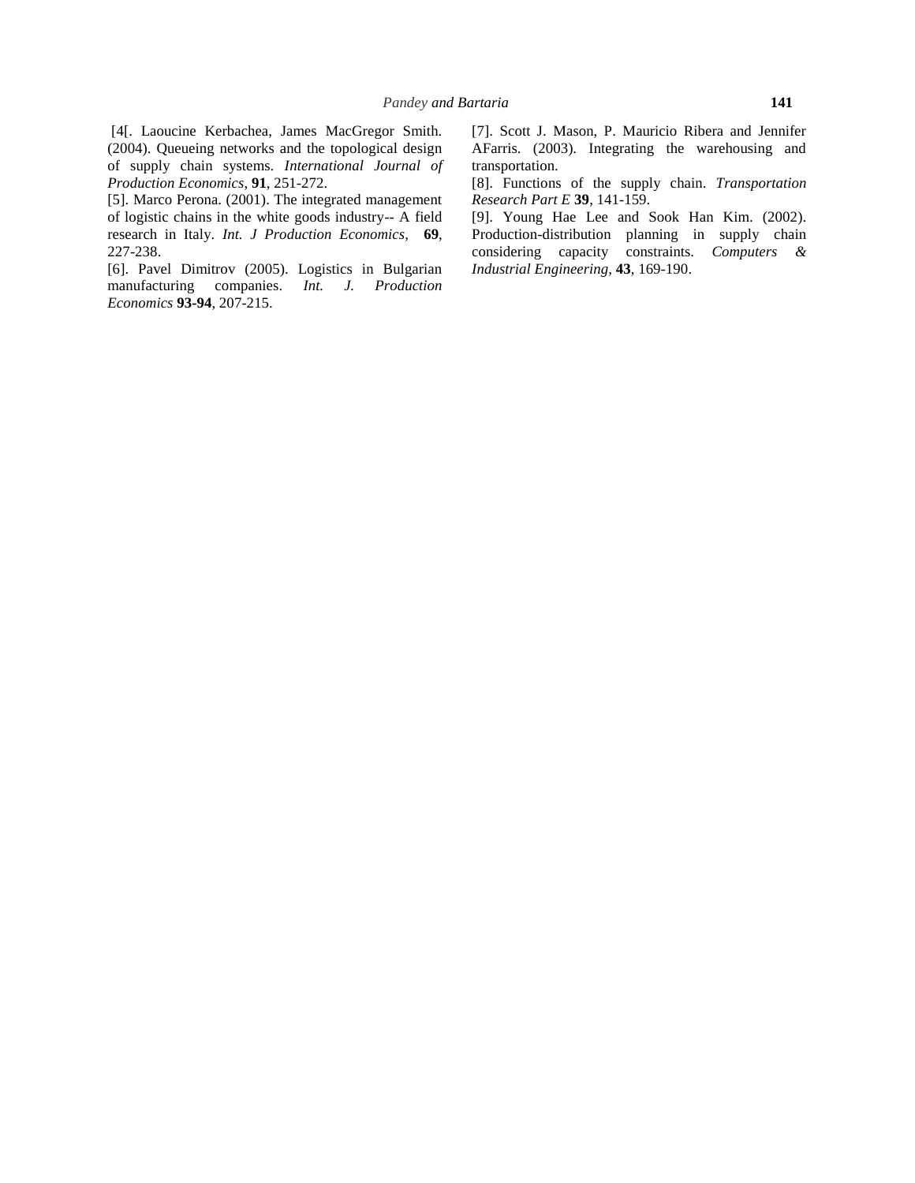[4[. Laoucine Kerbachea, James MacGregor Smith. (2004). Queueing networks and the topological design of supply chain systems. *International Journal of Production Economics*, **91**, 251-272.

[5]. Marco Perona. (2001). The integrated management of logistic chains in the white goods industry-- A field research in Italy. *Int. J Production Economics,* **69**, 227-238.

[6]. Pavel Dimitrov (2005). Logistics in Bulgarian manufacturing companies. *Int. J. Production Economics* **93-94**, 207-215.

[7]. Scott J. Mason, P. Mauricio Ribera and Jennifer AFarris. (2003). Integrating the warehousing and transportation.

[8]. Functions of the supply chain. *Transportation Research Part E* **39**, 141-159.

[9]. Young Hae Lee and Sook Han Kim. (2002). Production-distribution planning in supply chain considering capacity constraints. *Computers & Industrial Engineering*, **43**, 169-190.